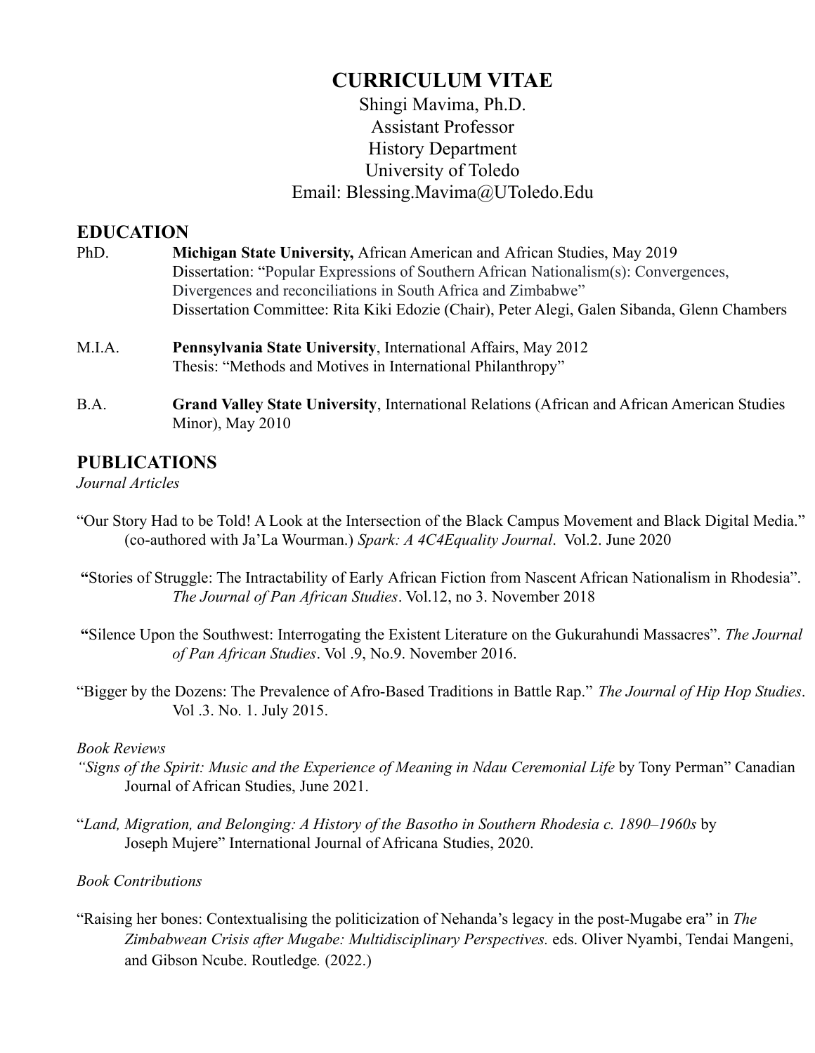# CURRICULUM VITAE

Shingi Mavima, Ph.D.
Assistant Professor
History Department
University of Toledo
Email: Blessing.Mavima@UToledo.Edu

## EDUCATION

PhD. **Michigan State University,** African American and African Studies, May 2019
Dissertation: "Popular Expressions of Southern African Nationalism(s): Convergences, Divergences and reconciliations in South Africa and Zimbabwe"
Dissertation Committee: Rita Kiki Edozie (Chair), Peter Alegi, Galen Sibanda, Glenn Chambers

M.I.A. **Pennsylvania State University**, International Affairs, May 2012
Thesis: "Methods and Motives in International Philanthropy"

B.A. **Grand Valley State University**, International Relations (African and African American Studies Minor), May 2010

## PUBLICATIONS

*Journal Articles*

"Our Story Had to be Told! A Look at the Intersection of the Black Campus Movement and Black Digital Media." (co-authored with Ja'La Wourman.) *Spark: A 4C4Equality Journal*. Vol.2. June 2020

**"**Stories of Struggle: The Intractability of Early African Fiction from Nascent African Nationalism in Rhodesia". *The Journal of Pan African Studies*. Vol.12, no 3. November 2018

**"**Silence Upon the Southwest: Interrogating the Existent Literature on the Gukurahundi Massacres". *The Journal of Pan African Studies*. Vol .9, No.9. November 2016.

"Bigger by the Dozens: The Prevalence of Afro-Based Traditions in Battle Rap." *The Journal of Hip Hop Studies*. Vol .3. No. 1. July 2015.

*Book Reviews*

*"Signs of the Spirit: Music and the Experience of Meaning in Ndau Ceremonial Life* by Tony Perman" Canadian Journal of African Studies, June 2021.

"*Land, Migration, and Belonging: A History of the Basotho in Southern Rhodesia c. 1890–1960s* by Joseph Mujere" International Journal of Africana Studies, 2020.

*Book Contributions*

"Raising her bones: Contextualising the politicization of Nehanda's legacy in the post-Mugabe era" in *The Zimbabwean Crisis after Mugabe: Multidisciplinary Perspectives.* eds. Oliver Nyambi, Tendai Mangeni, and Gibson Ncube. Routledge*.* (2022.)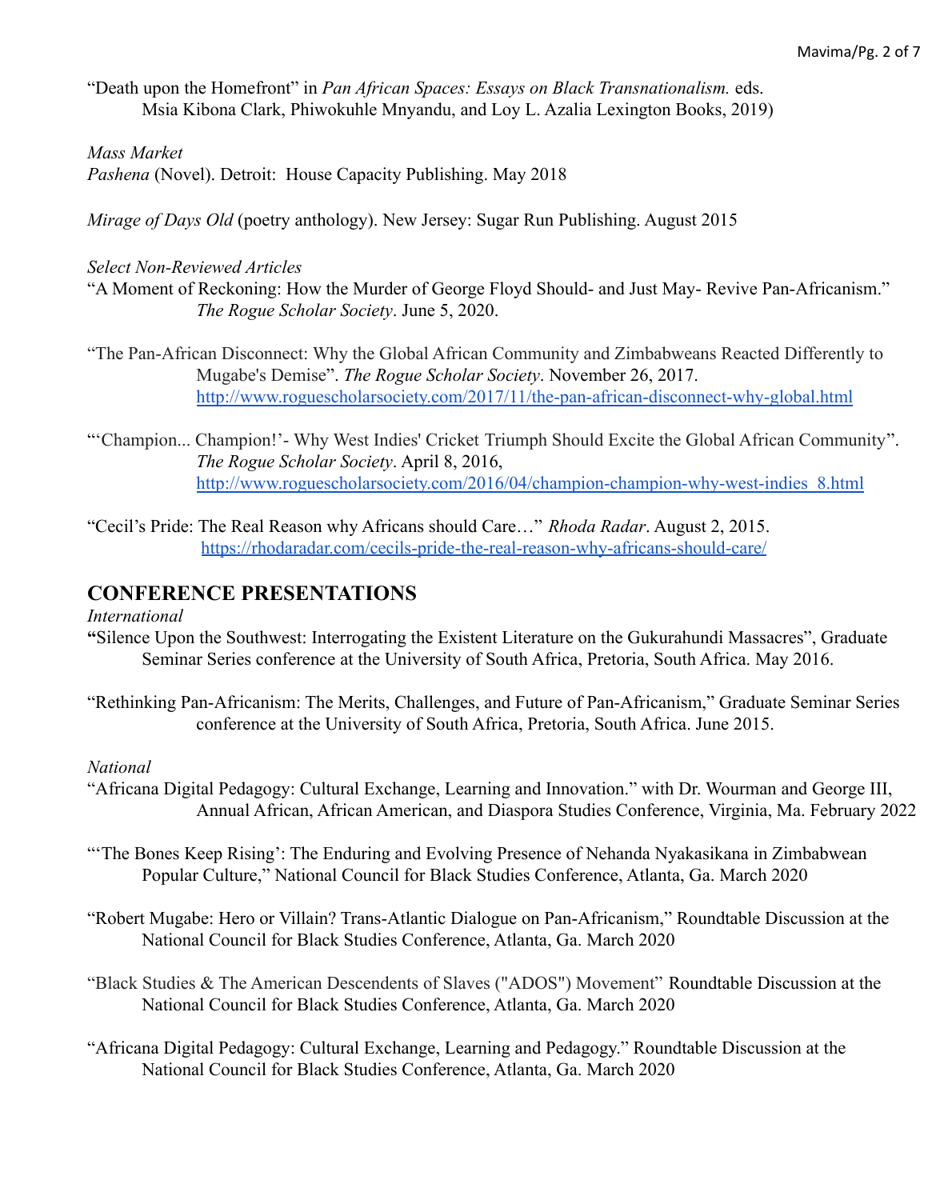"Death upon the Homefront" in *Pan African Spaces: Essays on Black Transnationalism.* eds. Msia Kibona Clark, Phiwokuhle Mnyandu, and Loy L. Azalia Lexington Books, 2019)

*Mass Market*

*Pashena* (Novel). Detroit: House Capacity Publishing. May 2018

*Mirage of Days Old* (poetry anthology). New Jersey: Sugar Run Publishing. August 2015

*Select Non-Reviewed Articles*

"A Moment of Reckoning: How the Murder of George Floyd Should- and Just May- Revive Pan-Africanism." *The Rogue Scholar Society*. June 5, 2020.

"The Pan-African Disconnect: Why the Global African Community and Zimbabweans Reacted Differently to Mugabe's Demise". *The Rogue Scholar Society*. November 26, 2017. http://www.roguescholarsociety.com/2017/11/the-pan-african-disconnect-why-global.html

"'Champion... Champion!'- Why West Indies' Cricket Triumph Should Excite the Global African Community". *The Rogue Scholar Society*. April 8, 2016, http://www.roguescholarsociety.com/2016/04/champion-champion-why-west-indies_8.html

"Cecil's Pride: The Real Reason why Africans should Care…" *Rhoda Radar*. August 2, 2015. https://rhodaradar.com/cecils-pride-the-real-reason-why-africans-should-care/

## CONFERENCE PRESENTATIONS

*International*

**"**Silence Upon the Southwest: Interrogating the Existent Literature on the Gukurahundi Massacres", Graduate Seminar Series conference at the University of South Africa, Pretoria, South Africa. May 2016.

"Rethinking Pan-Africanism: The Merits, Challenges, and Future of Pan-Africanism," Graduate Seminar Series conference at the University of South Africa, Pretoria, South Africa. June 2015.

*National*

"Africana Digital Pedagogy: Cultural Exchange, Learning and Innovation." with Dr. Wourman and George III, Annual African, African American, and Diaspora Studies Conference, Virginia, Ma. February 2022

"'The Bones Keep Rising': The Enduring and Evolving Presence of Nehanda Nyakasikana in Zimbabwean Popular Culture," National Council for Black Studies Conference, Atlanta, Ga. March 2020

"Robert Mugabe: Hero or Villain? Trans-Atlantic Dialogue on Pan-Africanism," Roundtable Discussion at the National Council for Black Studies Conference, Atlanta, Ga. March 2020

"Black Studies & The American Descendents of Slaves ("ADOS") Movement" Roundtable Discussion at the National Council for Black Studies Conference, Atlanta, Ga. March 2020

"Africana Digital Pedagogy: Cultural Exchange, Learning and Pedagogy." Roundtable Discussion at the National Council for Black Studies Conference, Atlanta, Ga. March 2020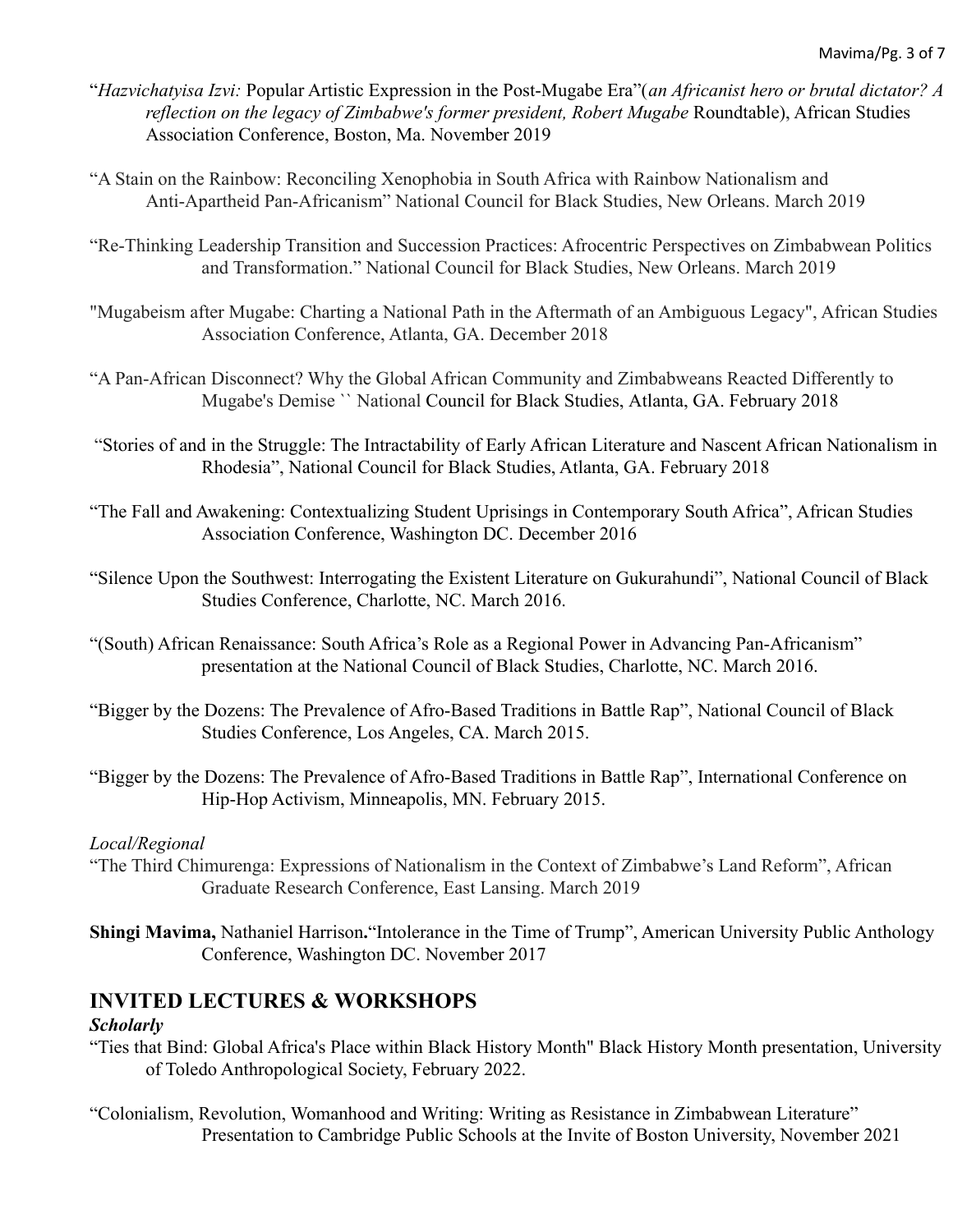"*Hazvichatyisa Izvi:* Popular Artistic Expression in the Post-Mugabe Era"(*an Africanist hero or brutal dictator? A reflection on the legacy of Zimbabwe's former president, Robert Mugabe* Roundtable), African Studies Association Conference, Boston, Ma. November 2019

"A Stain on the Rainbow: Reconciling Xenophobia in South Africa with Rainbow Nationalism and Anti-Apartheid Pan-Africanism" National Council for Black Studies, New Orleans. March 2019

"Re-Thinking Leadership Transition and Succession Practices: Afrocentric Perspectives on Zimbabwean Politics and Transformation." National Council for Black Studies, New Orleans. March 2019

"Mugabeism after Mugabe: Charting a National Path in the Aftermath of an Ambiguous Legacy", African Studies Association Conference, Atlanta, GA. December 2018

"A Pan-African Disconnect? Why the Global African Community and Zimbabweans Reacted Differently to Mugabe's Demise `` National Council for Black Studies, Atlanta, GA. February 2018

"Stories of and in the Struggle: The Intractability of Early African Literature and Nascent African Nationalism in Rhodesia", National Council for Black Studies, Atlanta, GA. February 2018

"The Fall and Awakening: Contextualizing Student Uprisings in Contemporary South Africa", African Studies Association Conference, Washington DC. December 2016

"Silence Upon the Southwest: Interrogating the Existent Literature on Gukurahundi", National Council of Black Studies Conference, Charlotte, NC. March 2016.

"(South) African Renaissance: South Africa's Role as a Regional Power in Advancing Pan-Africanism" presentation at the National Council of Black Studies, Charlotte, NC. March 2016.

"Bigger by the Dozens: The Prevalence of Afro-Based Traditions in Battle Rap", National Council of Black Studies Conference, Los Angeles, CA. March 2015.

"Bigger by the Dozens: The Prevalence of Afro-Based Traditions in Battle Rap", International Conference on Hip-Hop Activism, Minneapolis, MN. February 2015.

*Local/Regional*

"The Third Chimurenga: Expressions of Nationalism in the Context of Zimbabwe's Land Reform", African Graduate Research Conference, East Lansing. March 2019

**Shingi Mavima,** Nathaniel Harrison**.**"Intolerance in the Time of Trump", American University Public Anthology Conference, Washington DC. November 2017

## INVITED LECTURES & WORKSHOPS

***Scholarly***

"Ties that Bind: Global Africa's Place within Black History Month" Black History Month presentation, University of Toledo Anthropological Society, February 2022.

"Colonialism, Revolution, Womanhood and Writing: Writing as Resistance in Zimbabwean Literature" Presentation to Cambridge Public Schools at the Invite of Boston University, November 2021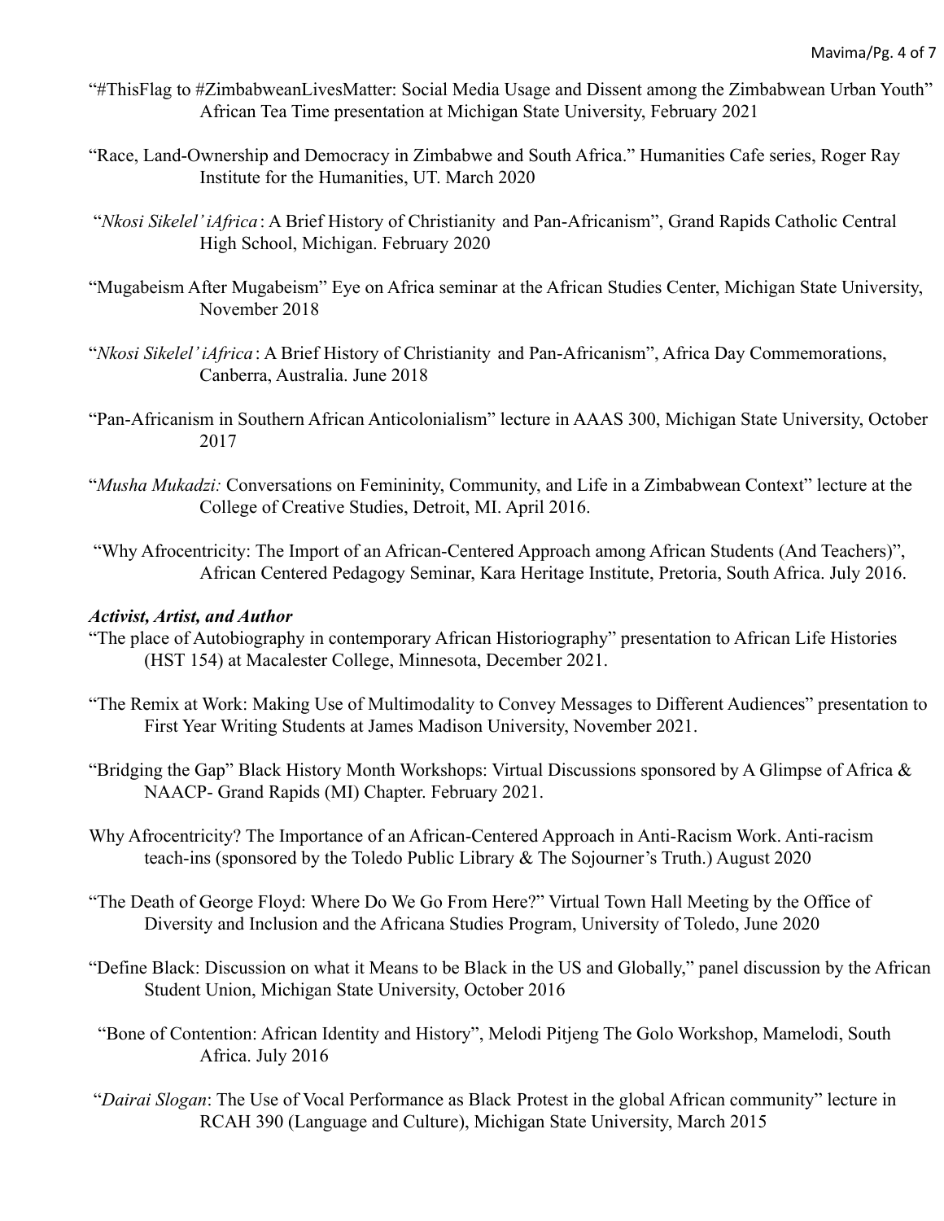"#ThisFlag to #ZimbabweanLivesMatter: Social Media Usage and Dissent among the Zimbabwean Urban Youth" African Tea Time presentation at Michigan State University, February 2021

"Race, Land-Ownership and Democracy in Zimbabwe and South Africa." Humanities Cafe series, Roger Ray Institute for the Humanities, UT. March 2020

"*Nkosi Sikelel' iAfrica*: A Brief History of Christianity and Pan-Africanism", Grand Rapids Catholic Central High School, Michigan. February 2020

"Mugabeism After Mugabeism" Eye on Africa seminar at the African Studies Center, Michigan State University, November 2018

"*Nkosi Sikelel' iAfrica*: A Brief History of Christianity and Pan-Africanism", Africa Day Commemorations, Canberra, Australia. June 2018

"Pan-Africanism in Southern African Anticolonialism" lecture in AAAS 300, Michigan State University, October 2017

"*Musha Mukadzi:* Conversations on Femininity, Community, and Life in a Zimbabwean Context" lecture at the College of Creative Studies, Detroit, MI. April 2016.

"Why Afrocentricity: The Import of an African-Centered Approach among African Students (And Teachers)", African Centered Pedagogy Seminar, Kara Heritage Institute, Pretoria, South Africa. July 2016.

***Activist, Artist, and Author***

"The place of Autobiography in contemporary African Historiography" presentation to African Life Histories (HST 154) at Macalester College, Minnesota, December 2021.

"The Remix at Work: Making Use of Multimodality to Convey Messages to Different Audiences" presentation to First Year Writing Students at James Madison University, November 2021.

"Bridging the Gap" Black History Month Workshops: Virtual Discussions sponsored by A Glimpse of Africa & NAACP- Grand Rapids (MI) Chapter. February 2021.

Why Afrocentricity? The Importance of an African-Centered Approach in Anti-Racism Work. Anti-racism teach-ins (sponsored by the Toledo Public Library & The Sojourner's Truth.) August 2020

"The Death of George Floyd: Where Do We Go From Here?" Virtual Town Hall Meeting by the Office of Diversity and Inclusion and the Africana Studies Program, University of Toledo, June 2020

"Define Black: Discussion on what it Means to be Black in the US and Globally," panel discussion by the African Student Union, Michigan State University, October 2016

"Bone of Contention: African Identity and History", Melodi Pitjeng The Golo Workshop, Mamelodi, South Africa. July 2016

"*Dairai Slogan*: The Use of Vocal Performance as Black Protest in the global African community" lecture in RCAH 390 (Language and Culture), Michigan State University, March 2015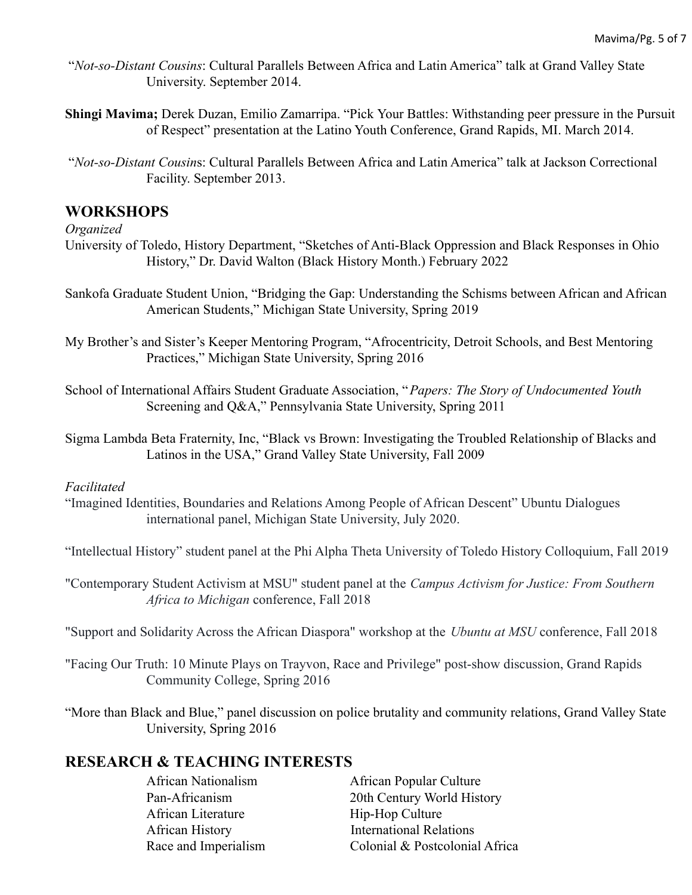"*Not-so-Distant Cousins*: Cultural Parallels Between Africa and Latin America" talk at Grand Valley State University. September 2014.

**Shingi Mavima;** Derek Duzan, Emilio Zamarripa. "Pick Your Battles: Withstanding peer pressure in the Pursuit of Respect" presentation at the Latino Youth Conference, Grand Rapids, MI. March 2014.

"*Not-so-Distant Cousin*s: Cultural Parallels Between Africa and Latin America" talk at Jackson Correctional Facility. September 2013.

## WORKSHOPS

*Organized*

University of Toledo, History Department, "Sketches of Anti-Black Oppression and Black Responses in Ohio History," Dr. David Walton (Black History Month.) February 2022

Sankofa Graduate Student Union, "Bridging the Gap: Understanding the Schisms between African and African American Students," Michigan State University, Spring 2019

My Brother's and Sister's Keeper Mentoring Program, "Afrocentricity, Detroit Schools, and Best Mentoring Practices," Michigan State University, Spring 2016

School of International Affairs Student Graduate Association, "*Papers: The Story of Undocumented Youth* Screening and Q&A," Pennsylvania State University, Spring 2011

Sigma Lambda Beta Fraternity, Inc, "Black vs Brown: Investigating the Troubled Relationship of Blacks and Latinos in the USA," Grand Valley State University, Fall 2009

*Facilitated*

"Imagined Identities, Boundaries and Relations Among People of African Descent" Ubuntu Dialogues international panel, Michigan State University, July 2020.

"Intellectual History" student panel at the Phi Alpha Theta University of Toledo History Colloquium, Fall 2019

"Contemporary Student Activism at MSU" student panel at the *Campus Activism for Justice: From Southern Africa to Michigan* conference, Fall 2018

"Support and Solidarity Across the African Diaspora" workshop at the *Ubuntu at MSU* conference, Fall 2018

"Facing Our Truth: 10 Minute Plays on Trayvon, Race and Privilege" post-show discussion, Grand Rapids Community College, Spring 2016

"More than Black and Blue," panel discussion on police brutality and community relations, Grand Valley State University, Spring 2016

## RESEARCH & TEACHING INTERESTS

- African Nationalism
- Pan-Africanism
- African Literature
- African History
- Race and Imperialism
- African Popular Culture
- 20th Century World History
- Hip-Hop Culture
- International Relations
- Colonial & Postcolonial Africa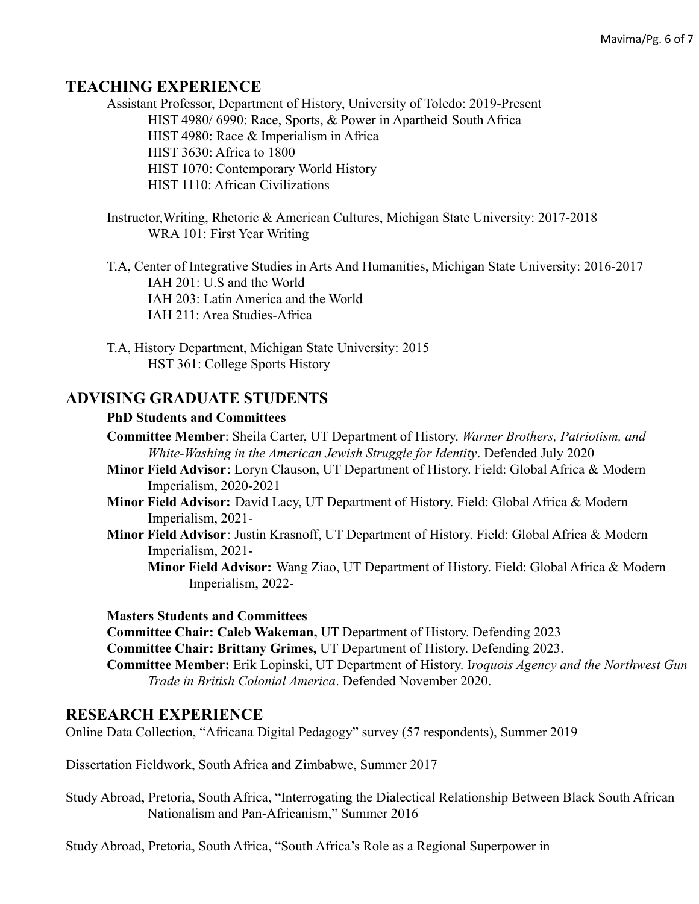## TEACHING EXPERIENCE

Assistant Professor, Department of History, University of Toledo: 2019-Present

- HIST 4980/ 6990: Race, Sports, & Power in Apartheid South Africa
- HIST 4980: Race & Imperialism in Africa
- HIST 3630: Africa to 1800
- HIST 1070: Contemporary World History
- HIST 1110: African Civilizations

Instructor,Writing, Rhetoric & American Cultures, Michigan State University: 2017-2018

- WRA 101: First Year Writing

T.A, Center of Integrative Studies in Arts And Humanities, Michigan State University: 2016-2017

- IAH 201: U.S and the World
- IAH 203: Latin America and the World
- IAH 211: Area Studies-Africa

T.A, History Department, Michigan State University: 2015

- HST 361: College Sports History

## ADVISING GRADUATE STUDENTS

**PhD Students and Committees**

**Committee Member**: Sheila Carter, UT Department of History. *Warner Brothers, Patriotism, and White-Washing in the American Jewish Struggle for Identity*. Defended July 2020

**Minor Field Advisor**: Loryn Clauson, UT Department of History. Field: Global Africa & Modern Imperialism, 2020-2021

**Minor Field Advisor:** David Lacy, UT Department of History. Field: Global Africa & Modern Imperialism, 2021-

**Minor Field Advisor**: Justin Krasnoff, UT Department of History. Field: Global Africa & Modern Imperialism, 2021-

**Minor Field Advisor:** Wang Ziao, UT Department of History. Field: Global Africa & Modern Imperialism, 2022-

**Masters Students and Committees**

**Committee Chair: Caleb Wakeman,** UT Department of History. Defending 2023

**Committee Chair: Brittany Grimes,** UT Department of History. Defending 2023.

**Committee Member:** Erik Lopinski, UT Department of History. I*roquois Agency and the Northwest Gun Trade in British Colonial America*. Defended November 2020.

## RESEARCH EXPERIENCE

Online Data Collection, "Africana Digital Pedagogy" survey (57 respondents), Summer 2019

Dissertation Fieldwork, South Africa and Zimbabwe, Summer 2017

Study Abroad, Pretoria, South Africa, "Interrogating the Dialectical Relationship Between Black South African Nationalism and Pan-Africanism," Summer 2016

Study Abroad, Pretoria, South Africa, "South Africa's Role as a Regional Superpower in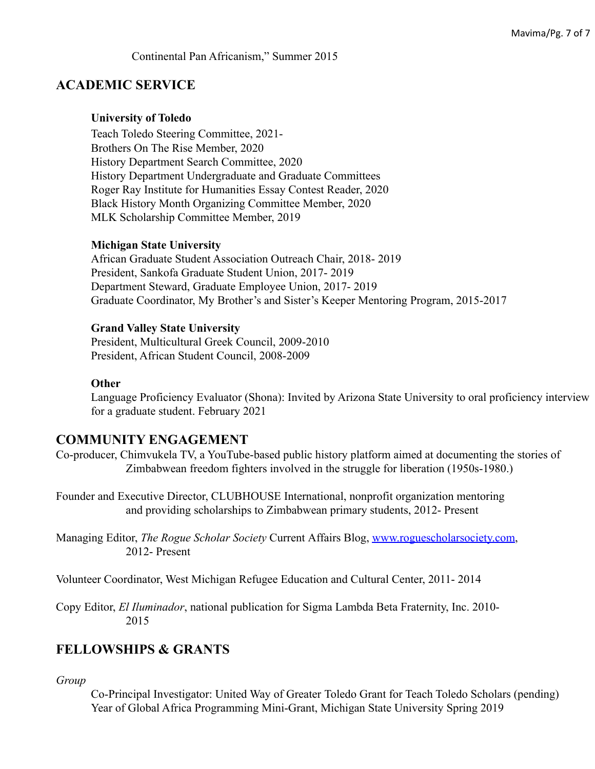Continental Pan Africanism," Summer 2015

## ACADEMIC SERVICE

**University of Toledo**

Teach Toledo Steering Committee, 2021-
Brothers On The Rise Member, 2020
History Department Search Committee, 2020
History Department Undergraduate and Graduate Committees
Roger Ray Institute for Humanities Essay Contest Reader, 2020
Black History Month Organizing Committee Member, 2020
MLK Scholarship Committee Member, 2019

**Michigan State University**

African Graduate Student Association Outreach Chair, 2018- 2019
President, Sankofa Graduate Student Union, 2017- 2019
Department Steward, Graduate Employee Union, 2017- 2019
Graduate Coordinator, My Brother's and Sister's Keeper Mentoring Program, 2015-2017

**Grand Valley State University**

President, Multicultural Greek Council, 2009-2010
President, African Student Council, 2008-2009

**Other**

Language Proficiency Evaluator (Shona): Invited by Arizona State University to oral proficiency interview for a graduate student. February 2021

## COMMUNITY ENGAGEMENT

Co-producer, Chimvukela TV, a YouTube-based public history platform aimed at documenting the stories of Zimbabwean freedom fighters involved in the struggle for liberation (1950s-1980.)

Founder and Executive Director, CLUBHOUSE International, nonprofit organization mentoring and providing scholarships to Zimbabwean primary students, 2012- Present

Managing Editor, *The Rogue Scholar Society* Current Affairs Blog, [www.roguescholarsociety.com](http://www.roguescholarsociety.com), 2012- Present

Volunteer Coordinator, West Michigan Refugee Education and Cultural Center, 2011- 2014

Copy Editor, *El Iluminador*, national publication for Sigma Lambda Beta Fraternity, Inc. 2010-2015

## FELLOWSHIPS & GRANTS

*Group*

Co-Principal Investigator: United Way of Greater Toledo Grant for Teach Toledo Scholars (pending)
Year of Global Africa Programming Mini-Grant, Michigan State University Spring 2019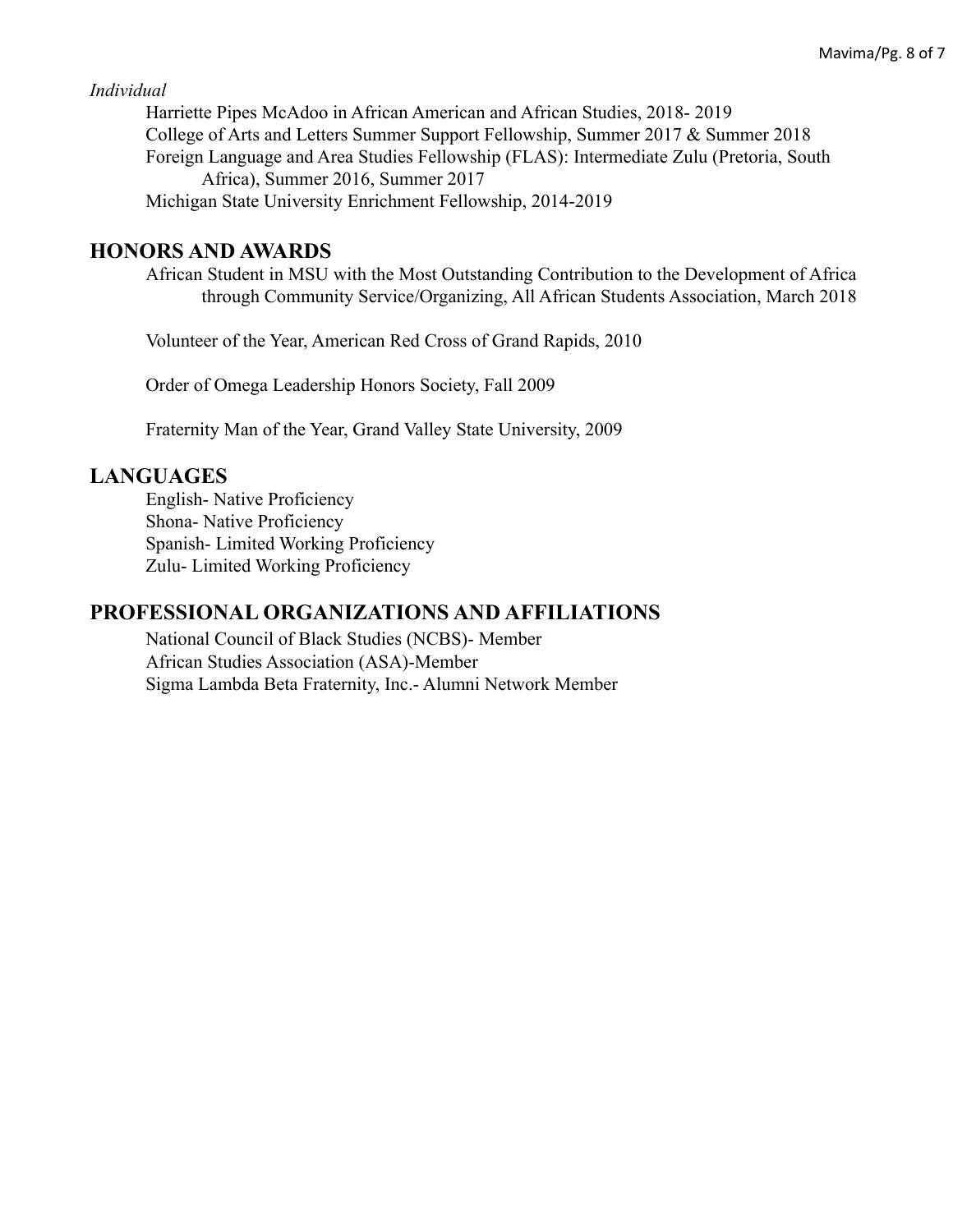*Individual*

Harriette Pipes McAdoo in African American and African Studies, 2018- 2019
College of Arts and Letters Summer Support Fellowship, Summer 2017 & Summer 2018
Foreign Language and Area Studies Fellowship (FLAS): Intermediate Zulu (Pretoria, South Africa), Summer 2016, Summer 2017
Michigan State University Enrichment Fellowship, 2014-2019

## HONORS AND AWARDS

African Student in MSU with the Most Outstanding Contribution to the Development of Africa through Community Service/Organizing, All African Students Association, March 2018

Volunteer of the Year, American Red Cross of Grand Rapids, 2010

Order of Omega Leadership Honors Society, Fall 2009

Fraternity Man of the Year, Grand Valley State University, 2009

## LANGUAGES

English- Native Proficiency
Shona- Native Proficiency
Spanish- Limited Working Proficiency
Zulu- Limited Working Proficiency

## PROFESSIONAL ORGANIZATIONS AND AFFILIATIONS

National Council of Black Studies (NCBS)- Member
African Studies Association (ASA)-Member
Sigma Lambda Beta Fraternity, Inc.- Alumni Network Member